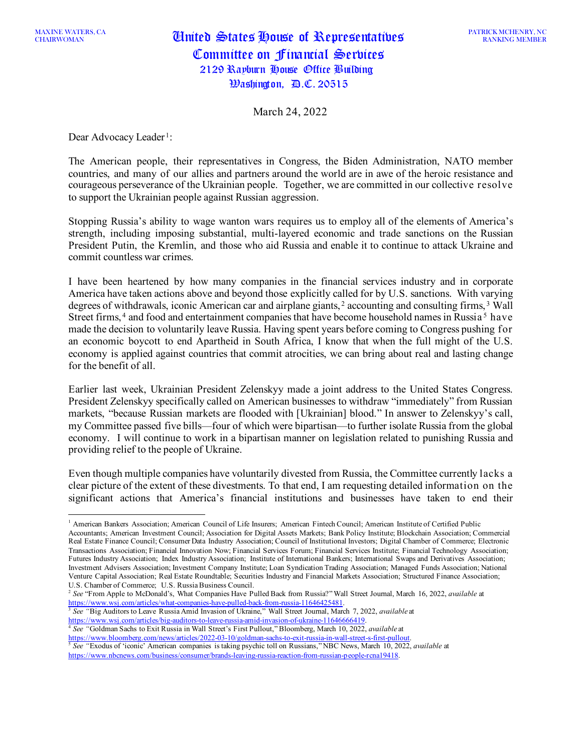MAXINE WATERS, CA
CHAIRWOMAN

# United States House of Representatives
## Committee on Financial Services
2129 Rayburn House Office Building
Washington, D.C. 20515

PATRICK MCHENRY, NC
RANKING MEMBER

March 24, 2022

Dear Advocacy Leader[1]:

The American people, their representatives in Congress, the Biden Administration, NATO member countries, and many of our allies and partners around the world are in awe of the heroic resistance and courageous perseverance of the Ukrainian people. Together, we are committed in our collective resolve to support the Ukrainian people against Russian aggression.

Stopping Russia's ability to wage wanton wars requires us to employ all of the elements of America's strength, including imposing substantial, multi-layered economic and trade sanctions on the Russian President Putin, the Kremlin, and those who aid Russia and enable it to continue to attack Ukraine and commit countless war crimes.

I have been heartened by how many companies in the financial services industry and in corporate America have taken actions above and beyond those explicitly called for by U.S. sanctions. With varying degrees of withdrawals, iconic American car and airplane giants,[2] accounting and consulting firms,[3] Wall Street firms,[4] and food and entertainment companies that have become household names in Russia[5] have made the decision to voluntarily leave Russia. Having spent years before coming to Congress pushing for an economic boycott to end Apartheid in South Africa, I know that when the full might of the U.S. economy is applied against countries that commit atrocities, we can bring about real and lasting change for the benefit of all.

Earlier last week, Ukrainian President Zelenskyy made a joint address to the United States Congress. President Zelenskyy specifically called on American businesses to withdraw "immediately" from Russian markets, "because Russian markets are flooded with [Ukrainian] blood." In answer to Zelenskyy's call, my Committee passed five bills—four of which were bipartisan—to further isolate Russia from the global economy. I will continue to work in a bipartisan manner on legislation related to punishing Russia and providing relief to the people of Ukraine.

Even though multiple companies have voluntarily divested from Russia, the Committee currently lacks a clear picture of the extent of these divestments. To that end, I am requesting detailed information on the significant actions that America's financial institutions and businesses have taken to end their

---

[1] American Bankers Association; American Council of Life Insurers; American Fintech Council; American Institute of Certified Public Accountants; American Investment Council; Association for Digital Assets Markets; Bank Policy Institute; Blockchain Association; Commercial Real Estate Finance Council; Consumer Data Industry Association; Council of Institutional Investors; Digital Chamber of Commerce; Electronic Transactions Association; Financial Innovation Now; Financial Services Forum; Financial Services Institute; Financial Technology Association; Futures Industry Association; Index Industry Association; Institute of International Bankers; International Swaps and Derivatives Association; Investment Advisers Association; Investment Company Institute; Loan Syndication Trading Association; Managed Funds Association; National Venture Capital Association; Real Estate Roundtable; Securities Industry and Financial Markets Association; Structured Finance Association; U.S. Chamber of Commerce; U.S. Russia Business Council.

[2] *See* "From Apple to McDonald's, What Companies Have Pulled Back from Russia?" Wall Street Journal, March 16, 2022, *available* at https://www.wsj.com/articles/what-companies-have-pulled-back-from-russia-11646425481.

[3] *See* "Big Auditors to Leave Russia Amid Invasion of Ukraine," Wall Street Journal, March 7, 2022, *available* at https://www.wsj.com/articles/big-auditors-to-leave-russia-amid-invasion-of-ukraine-11646666419.

[4] *See* "Goldman Sachs to Exit Russia in Wall Street's First Pullout," Bloomberg, March 10, 2022, *available* at https://www.bloomberg.com/news/articles/2022-03-10/goldman-sachs-to-exit-russia-in-wall-street-s-first-pullout.

[5] *See* "Exodus of 'iconic' American companies is taking psychic toll on Russians," NBC News, March 10, 2022, *available* at https://www.nbcnews.com/business/consumer/brands-leaving-russia-reaction-from-russian-people-rcna19418.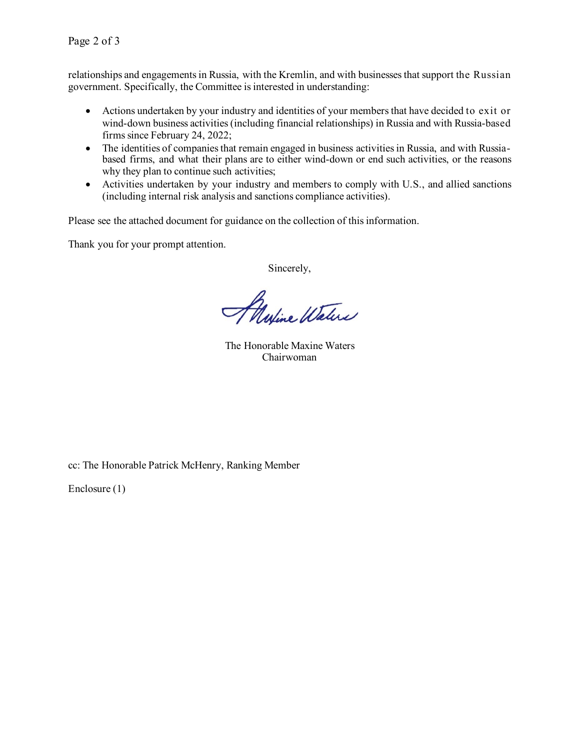relationships and engagements in Russia, with the Kremlin, and with businesses that support the Russian government. Specifically, the Committee is interested in understanding:

- Actions undertaken by your industry and identities of your members that have decided to exit or wind-down business activities (including financial relationships) in Russia and with Russia-based firms since February 24, 2022;
- The identities of companies that remain engaged in business activities in Russia, and with Russia-based firms, and what their plans are to either wind-down or end such activities, or the reasons why they plan to continue such activities;
- Activities undertaken by your industry and members to comply with U.S., and allied sanctions (including internal risk analysis and sanctions compliance activities).

Please see the attached document for guidance on the collection of this information.

Thank you for your prompt attention.

Sincerely,

Maxine Waters

The Honorable Maxine Waters
Chairwoman

cc: The Honorable Patrick McHenry, Ranking Member

Enclosure (1)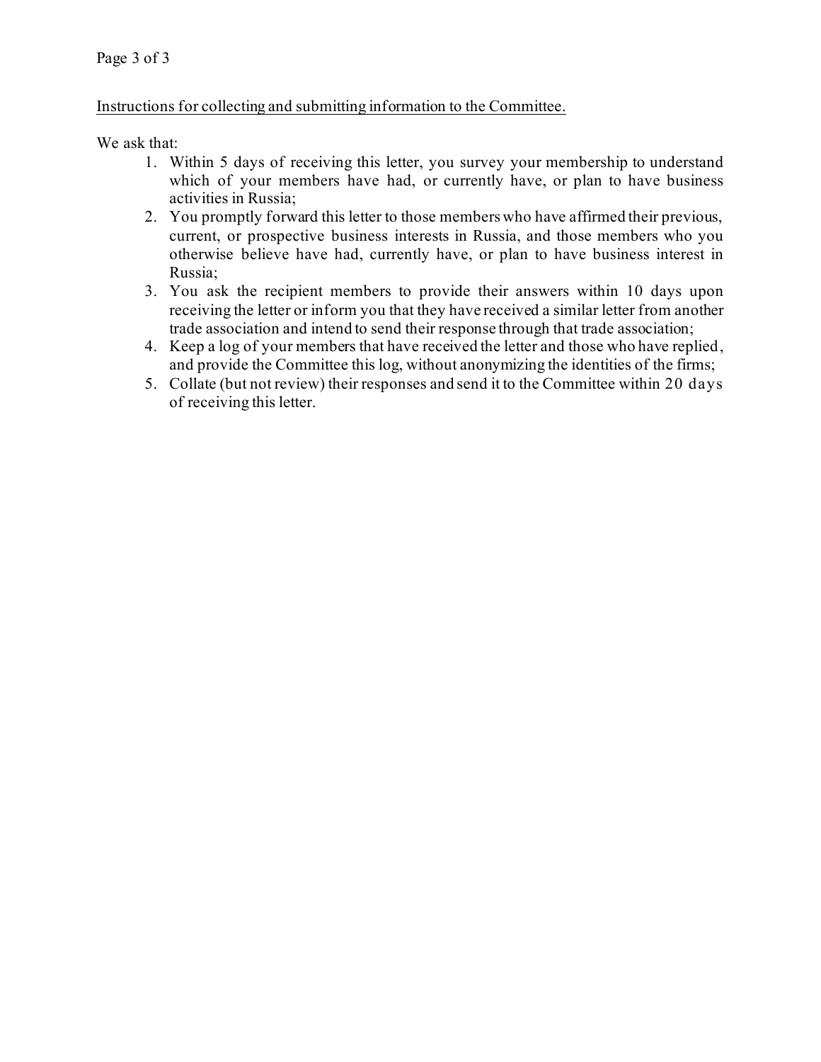Instructions for collecting and submitting information to the Committee.

We ask that:

1. Within 5 days of receiving this letter, you survey your membership to understand which of your members have had, or currently have, or plan to have business activities in Russia;
2. You promptly forward this letter to those members who have affirmed their previous, current, or prospective business interests in Russia, and those members who you otherwise believe have had, currently have, or plan to have business interest in Russia;
3. You ask the recipient members to provide their answers within 10 days upon receiving the letter or inform you that they have received a similar letter from another trade association and intend to send their response through that trade association;
4. Keep a log of your members that have received the letter and those who have replied, and provide the Committee this log, without anonymizing the identities of the firms;
5. Collate (but not review) their responses and send it to the Committee within 20 days of receiving this letter.